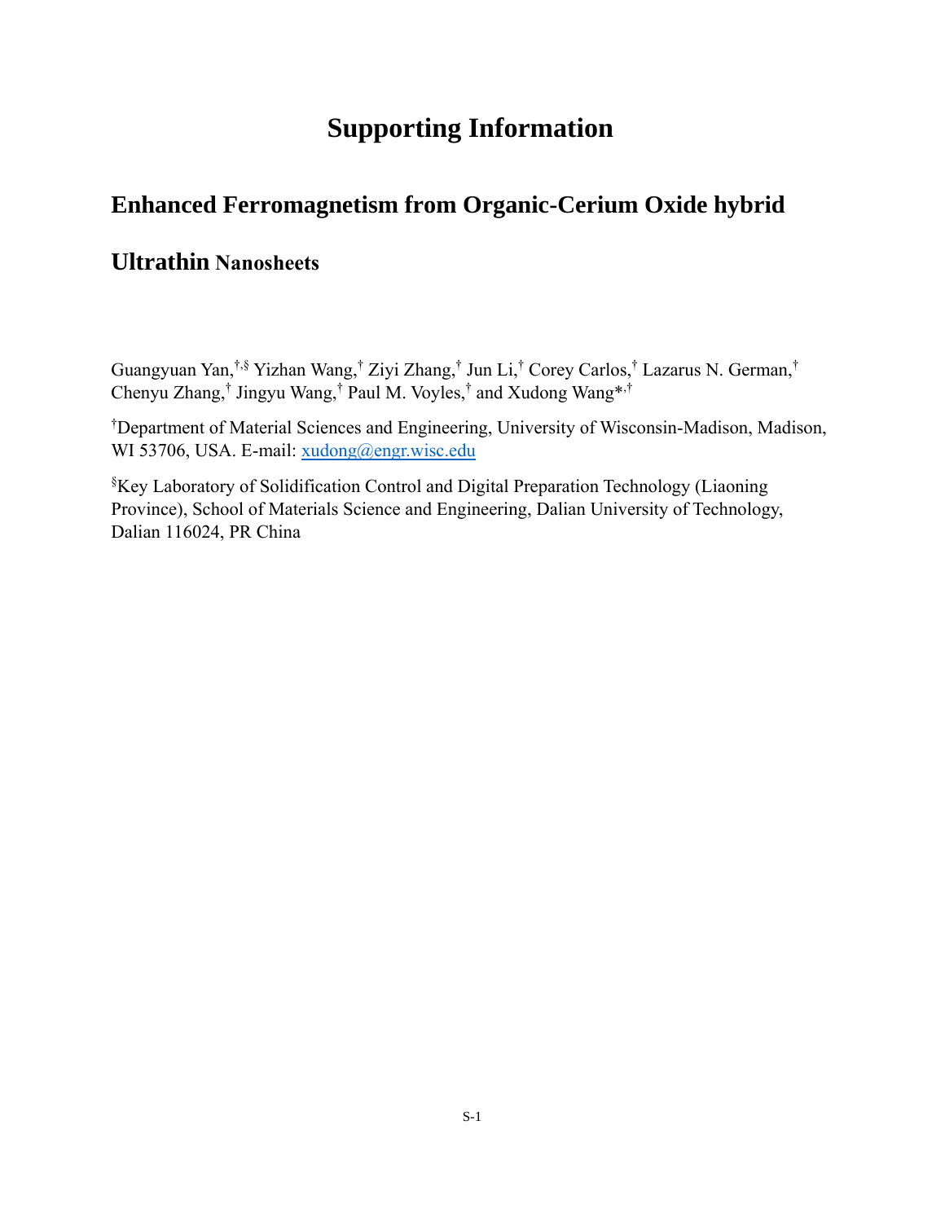# Supporting Information

## Enhanced Ferromagnetism from Organic-Cerium Oxide hybrid Ultrathin Nanosheets

Guangyuan Yan,[†,§] Yizhan Wang,[†] Ziyi Zhang,[†] Jun Li,[†] Corey Carlos,[†] Lazarus N. German,[†] Chenyu Zhang,[†] Jingyu Wang,[†] Paul M. Voyles,[†] and Xudong Wang*,[†]

[†]Department of Material Sciences and Engineering, University of Wisconsin-Madison, Madison, WI 53706, USA. E-mail: xudong@engr.wisc.edu

[§]Key Laboratory of Solidification Control and Digital Preparation Technology (Liaoning Province), School of Materials Science and Engineering, Dalian University of Technology, Dalian 116024, PR China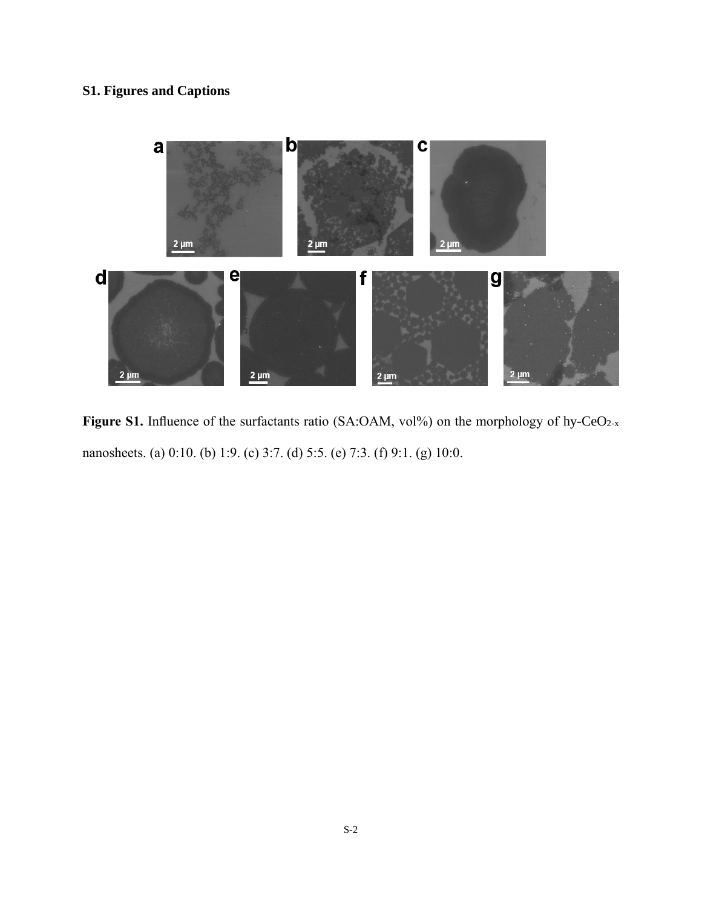## S1. Figures and Captions

**Figure S1.** Influence of the surfactants ratio (SA:OAM, vol%) on the morphology of hy-$CeO_{2-x}$ nanosheets. (a) 0:10. (b) 1:9. (c) 3:7. (d) 5:5. (e) 7:3. (f) 9:1. (g) 10:0.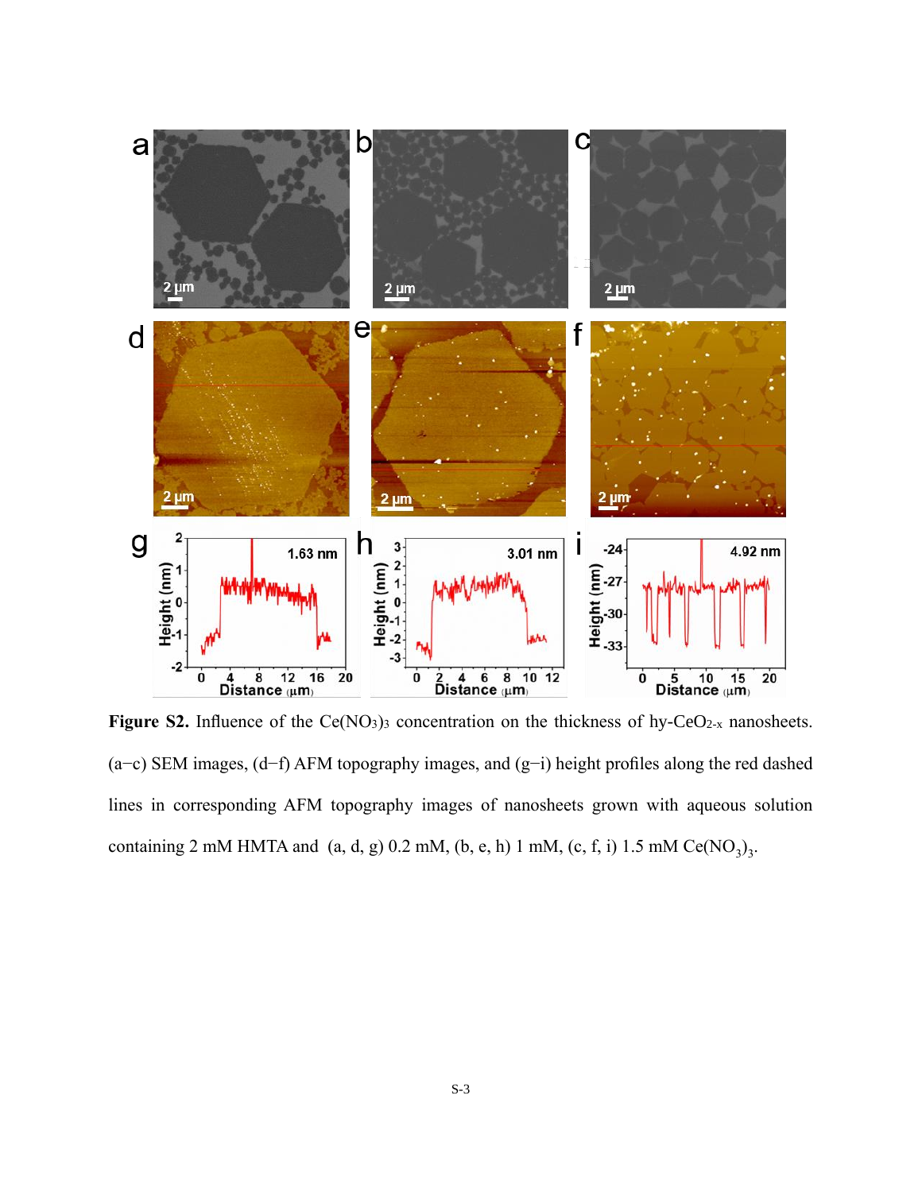**Figure S2.** Influence of the $Ce(NO_3)_3$ concentration on the thickness of hy-$CeO_{2-x}$ nanosheets. (a−c) SEM images, (d−f) AFM topography images, and (g−i) height profiles along the red dashed lines in corresponding AFM topography images of nanosheets grown with aqueous solution containing 2 mM HMTA and (a, d, g) 0.2 mM, (b, e, h) 1 mM, (c, f, i) 1.5 mM $Ce(NO_3)_3$.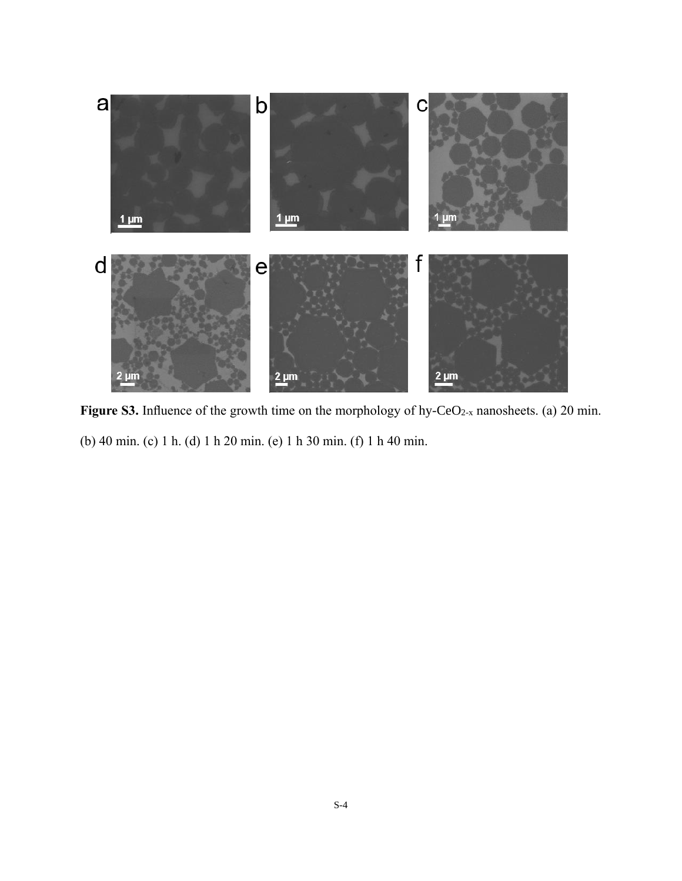**Figure S3.** Influence of the growth time on the morphology of hy-$CeO_{2-x}$ nanosheets. (a) 20 min. (b) 40 min. (c) 1 h. (d) 1 h 20 min. (e) 1 h 30 min. (f) 1 h 40 min.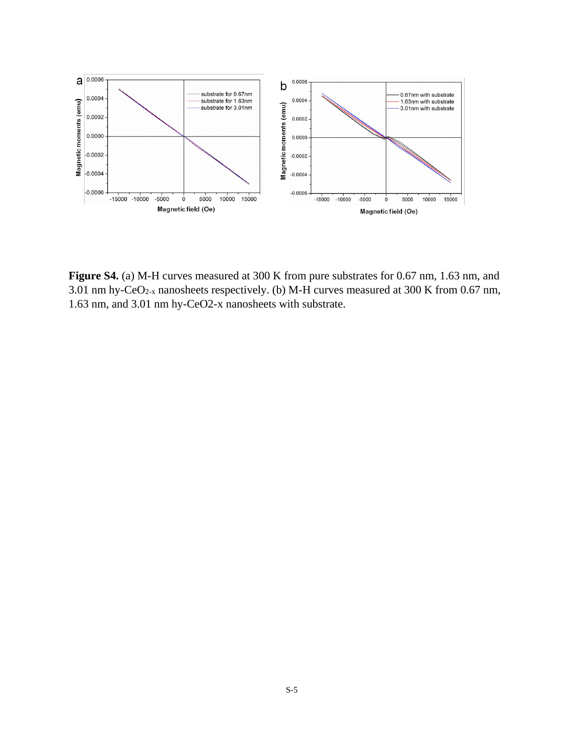**Figure S4.** (a) M-H curves measured at 300 K from pure substrates for 0.67 nm, 1.63 nm, and 3.01 nm hy-$CeO_{2-x}$ nanosheets respectively. (b) M-H curves measured at 300 K from 0.67 nm, 1.63 nm, and 3.01 nm hy-CeO2-x nanosheets with substrate.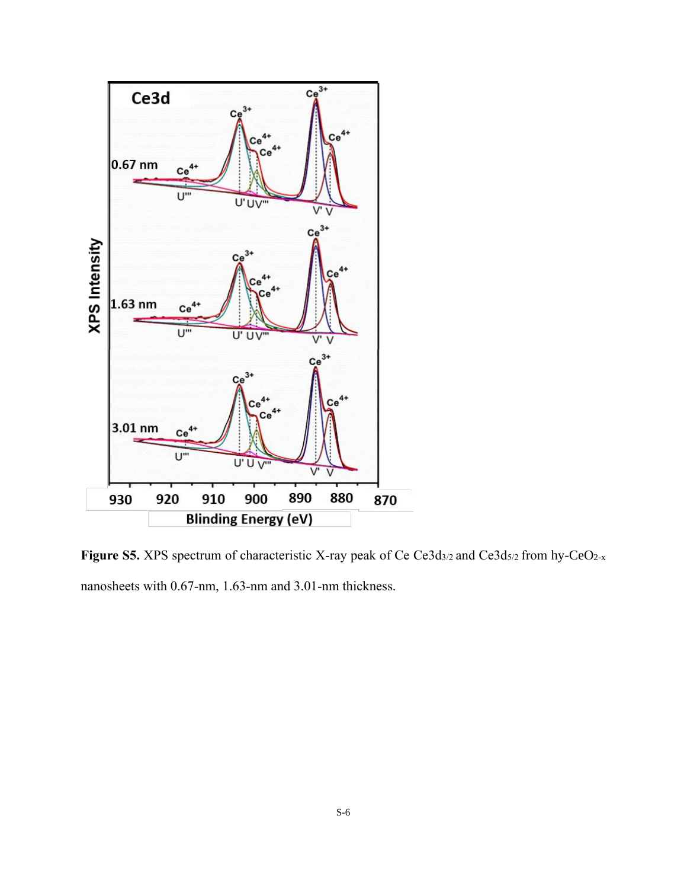**Figure S5.** XPS spectrum of characteristic X-ray peak of Ce Ce3d$_{3/2}$ and Ce3d$_{5/2}$ from hy-$CeO_{2-x}$ nanosheets with 0.67-nm, 1.63-nm and 3.01-nm thickness.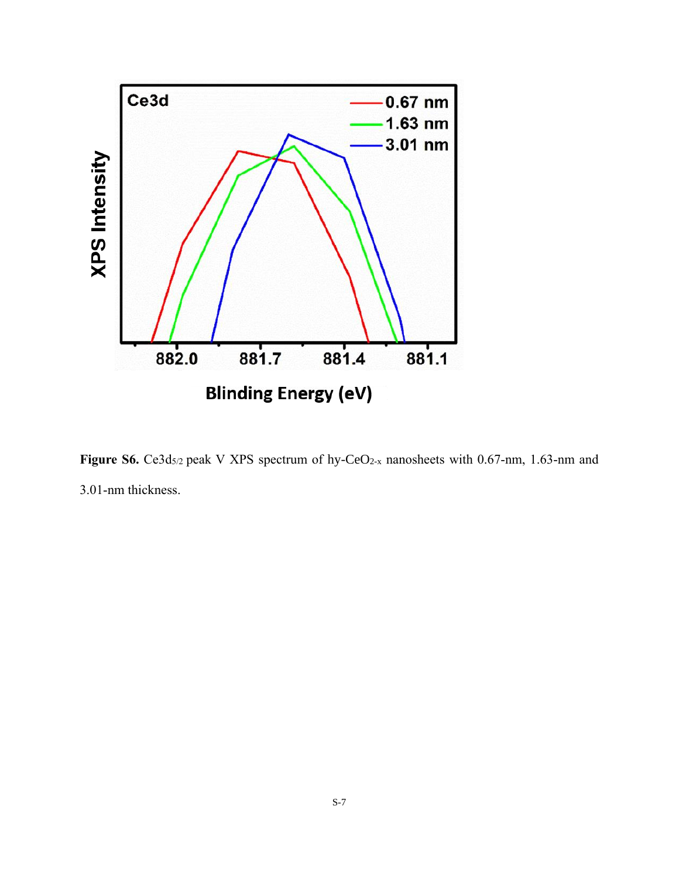**Figure S6.** Ce3d$_{5/2}$ peak V XPS spectrum of hy-$CeO_{2-x}$ nanosheets with 0.67-nm, 1.63-nm and 3.01-nm thickness.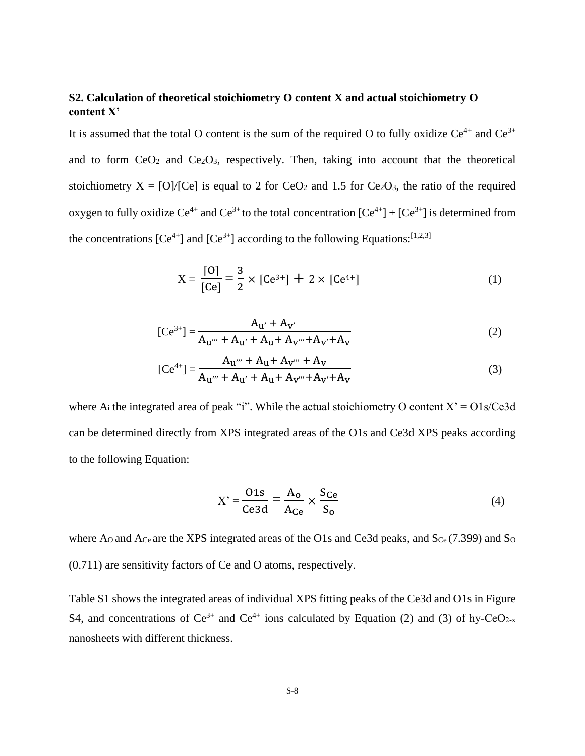**S2. Calculation of theoretical stoichiometry O content X and actual stoichiometry O content X’**

It is assumed that the total O content is the sum of the required O to fully oxidize $Ce^{4+}$ and $Ce^{3+}$ and to form $CeO_2$ and $Ce_2O_3$, respectively. Then, taking into account that the theoretical stoichiometry X = [O]/[Ce] is equal to 2 for $CeO_2$ and 1.5 for $Ce_2O_3$, the ratio of the required oxygen to fully oxidize $Ce^{4+}$ and $Ce^{3+}$ to the total concentration $[Ce^{4+}] + [Ce^{3+}]$ is determined from the concentrations $[Ce^{4+}]$ and $[Ce^{3+}]$ according to the following Equations:[1,2,3]

$$X = \frac{[O]}{[Ce]} = \frac{3}{2} \times [Ce^{3+}] + 2 \times [Ce^{4+}] \tag{1}$$

$$[Ce^{3+}] = \frac{A_{u'} + A_{v'}}{A_{u'''} + A_{u'} + A_{u} + A_{v'''} + A_{v'} + A_{v}} \tag{2}$$

$$[Ce^{4+}] = \frac{A_{u'''} + A_{u} + A_{v'''} + A_{v}}{A_{u'''} + A_{u'} + A_{u} + A_{v'''} + A_{v'} + A_{v}} \tag{3}$$

where $A_i$ the integrated area of peak “i”. While the actual stoichiometry O content X’ = O1s/Ce3d can be determined directly from XPS integrated areas of the O1s and Ce3d XPS peaks according to the following Equation:

$$X' = \frac{O1s}{Ce3d} = \frac{A_O}{A_{Ce}} \times \frac{S_{Ce}}{S_O} \tag{4}$$

where $A_O$ and $A_{Ce}$ are the XPS integrated areas of the O1s and Ce3d peaks, and $S_{Ce}$ (7.399) and $S_O$ (0.711) are sensitivity factors of Ce and O atoms, respectively.

Table S1 shows the integrated areas of individual XPS fitting peaks of the Ce3d and O1s in Figure S4, and concentrations of $Ce^{3+}$ and $Ce^{4+}$ ions calculated by Equation (2) and (3) of hy-$CeO_{2-x}$ nanosheets with different thickness.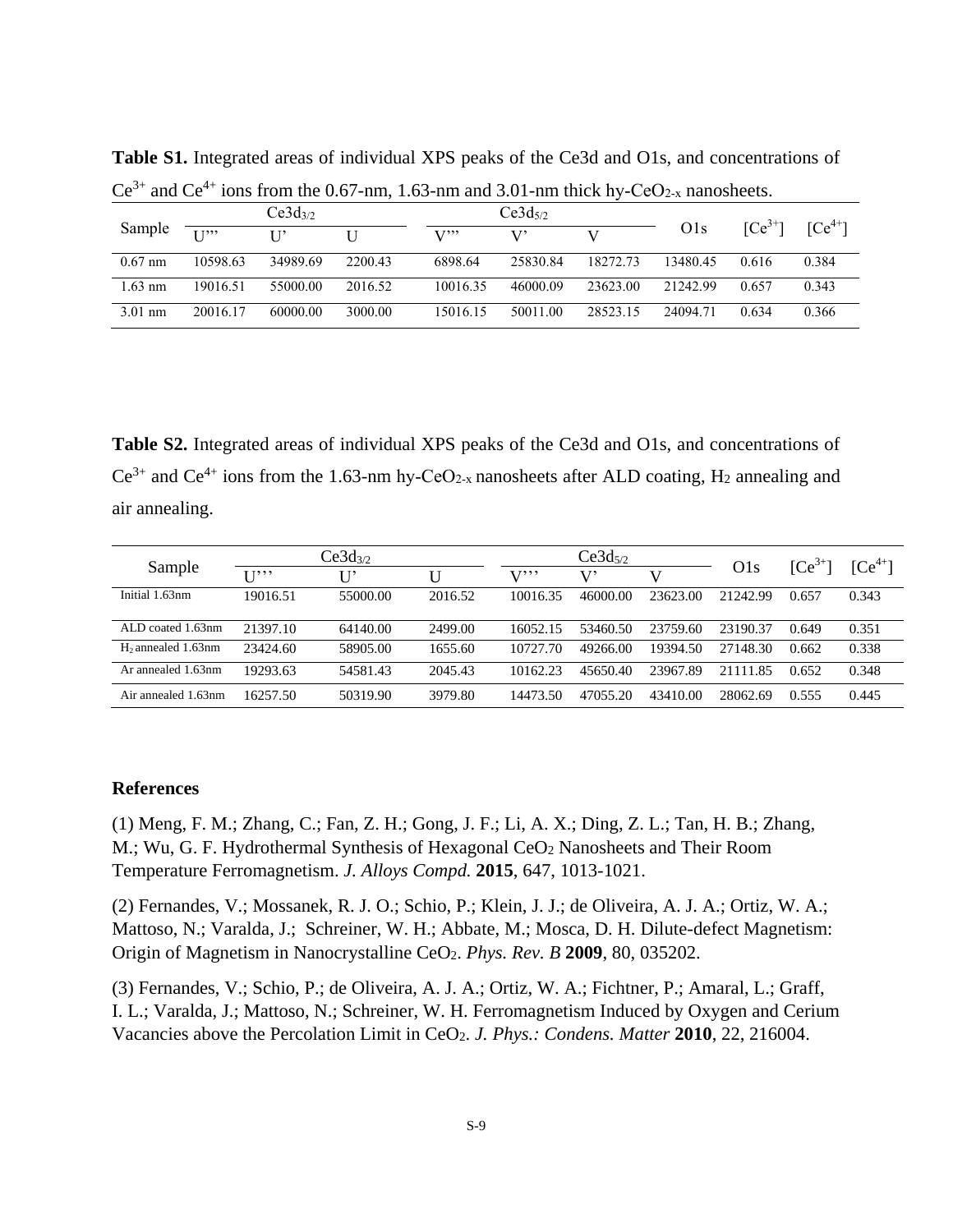**Table S1.** Integrated areas of individual XPS peaks of the Ce3d and O1s, and concentrations of $Ce^{3+}$ and $Ce^{4+}$ ions from the 0.67-nm, 1.63-nm and 3.01-nm thick hy-$CeO_{2-x}$ nanosheets.

| Sample | $Ce3d_{3/2}$ | | | $Ce3d_{5/2}$ | | | O1s | $[Ce^{3+}]$ | $[Ce^{4+}]$ |
|---|---|---|---|---|---|---|---|---|---|
| | U''' | U' | U | V''' | V' | V | | | |
| 0.67 nm | 10598.63 | 34989.69 | 2200.43 | 6898.64 | 25830.84 | 18272.73 | 13480.45 | 0.616 | 0.384 |
| 1.63 nm | 19016.51 | 55000.00 | 2016.52 | 10016.35 | 46000.09 | 23623.00 | 21242.99 | 0.657 | 0.343 |
| 3.01 nm | 20016.17 | 60000.00 | 3000.00 | 15016.15 | 50011.00 | 28523.15 | 24094.71 | 0.634 | 0.366 |

**Table S2.** Integrated areas of individual XPS peaks of the Ce3d and O1s, and concentrations of $Ce^{3+}$ and $Ce^{4+}$ ions from the 1.63-nm hy-$CeO_{2-x}$ nanosheets after ALD coating, $H_2$ annealing and air annealing.

| Sample | $Ce3d_{3/2}$ | | | $Ce3d_{5/2}$ | | | O1s | $[Ce^{3+}]$ | $[Ce^{4+}]$ |
|---|---|---|---|---|---|---|---|---|---|
| | U''' | U' | U | V''' | V' | V | | | |
| Initial 1.63nm | 19016.51 | 55000.00 | 2016.52 | 10016.35 | 46000.00 | 23623.00 | 21242.99 | 0.657 | 0.343 |
| ALD coated 1.63nm | 21397.10 | 64140.00 | 2499.00 | 16052.15 | 53460.50 | 23759.60 | 23190.37 | 0.649 | 0.351 |
| $H_2$ annealed 1.63nm | 23424.60 | 58905.00 | 1655.60 | 10727.70 | 49266.00 | 19394.50 | 27148.30 | 0.662 | 0.338 |
| Ar annealed 1.63nm | 19293.63 | 54581.43 | 2045.43 | 10162.23 | 45650.40 | 23967.89 | 21111.85 | 0.652 | 0.348 |
| Air annealed 1.63nm | 16257.50 | 50319.90 | 3979.80 | 14473.50 | 47055.20 | 43410.00 | 28062.69 | 0.555 | 0.445 |

## References

(1) Meng, F. M.; Zhang, C.; Fan, Z. H.; Gong, J. F.; Li, A. X.; Ding, Z. L.; Tan, H. B.; Zhang, M.; Wu, G. F. Hydrothermal Synthesis of Hexagonal $CeO_2$ Nanosheets and Their Room Temperature Ferromagnetism. *J. Alloys Compd.* **2015**, 647, 1013-1021.

(2) Fernandes, V.; Mossanek, R. J. O.; Schio, P.; Klein, J. J.; de Oliveira, A. J. A.; Ortiz, W. A.; Mattoso, N.; Varalda, J.; Schreiner, W. H.; Abbate, M.; Mosca, D. H. Dilute-defect Magnetism: Origin of Magnetism in Nanocrystalline $CeO_2$. *Phys. Rev. B* **2009**, 80, 035202.

(3) Fernandes, V.; Schio, P.; de Oliveira, A. J. A.; Ortiz, W. A.; Fichtner, P.; Amaral, L.; Graff, I. L.; Varalda, J.; Mattoso, N.; Schreiner, W. H. Ferromagnetism Induced by Oxygen and Cerium Vacancies above the Percolation Limit in $CeO_2$. *J. Phys.: Condens. Matter* **2010**, 22, 216004.